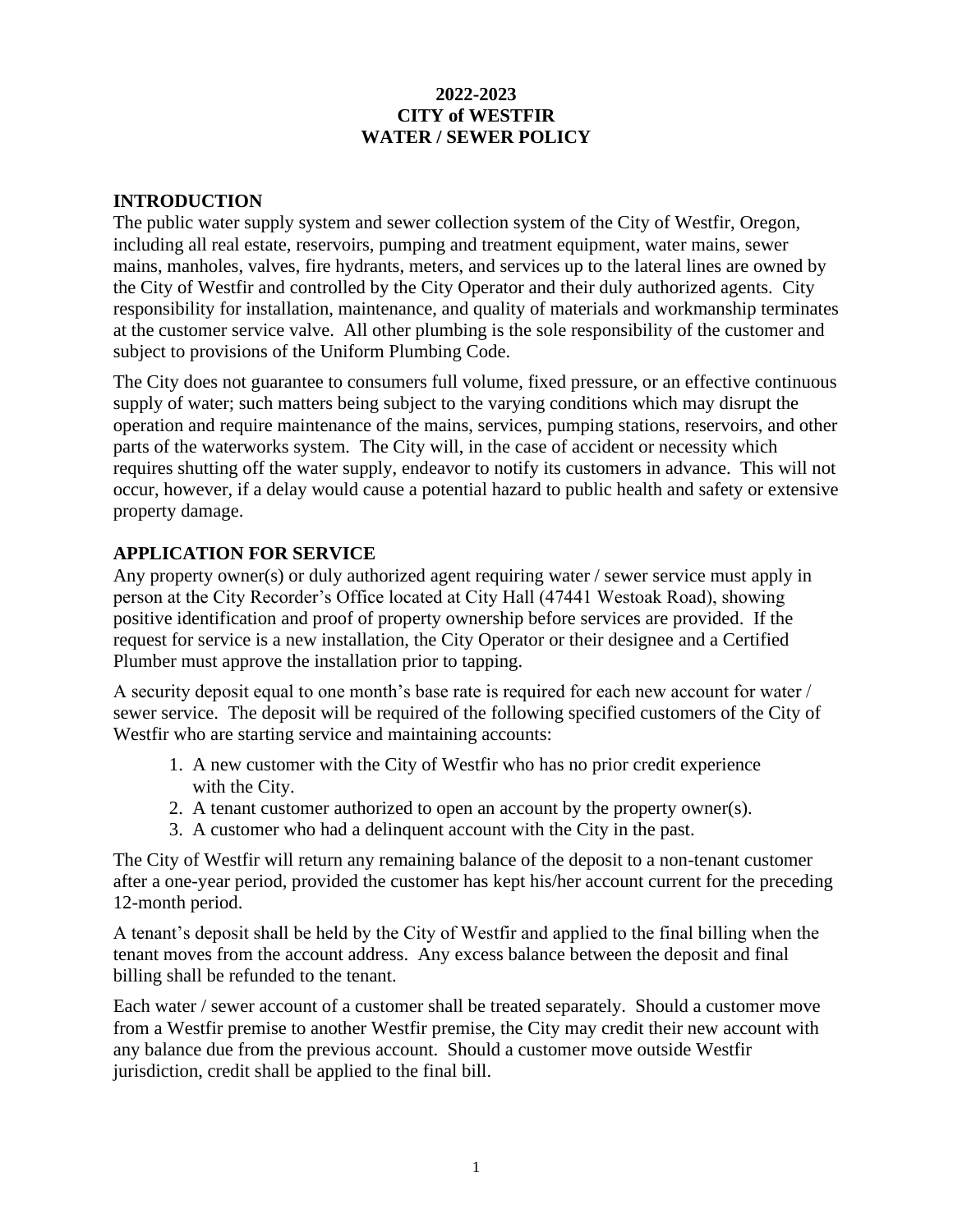# 2022-2023
# CITY of WESTFIR
# WATER / SEWER POLICY

## INTRODUCTION

The public water supply system and sewer collection system of the City of Westfir, Oregon, including all real estate, reservoirs, pumping and treatment equipment, water mains, sewer mains, manholes, valves, fire hydrants, meters, and services up to the lateral lines are owned by the City of Westfir and controlled by the City Operator and their duly authorized agents. City responsibility for installation, maintenance, and quality of materials and workmanship terminates at the customer service valve. All other plumbing is the sole responsibility of the customer and subject to provisions of the Uniform Plumbing Code.

The City does not guarantee to consumers full volume, fixed pressure, or an effective continuous supply of water; such matters being subject to the varying conditions which may disrupt the operation and require maintenance of the mains, services, pumping stations, reservoirs, and other parts of the waterworks system. The City will, in the case of accident or necessity which requires shutting off the water supply, endeavor to notify its customers in advance. This will not occur, however, if a delay would cause a potential hazard to public health and safety or extensive property damage.

## APPLICATION FOR SERVICE

Any property owner(s) or duly authorized agent requiring water / sewer service must apply in person at the City Recorder's Office located at City Hall (47441 Westoak Road), showing positive identification and proof of property ownership before services are provided. If the request for service is a new installation, the City Operator or their designee and a Certified Plumber must approve the installation prior to tapping.

A security deposit equal to one month's base rate is required for each new account for water / sewer service. The deposit will be required of the following specified customers of the City of Westfir who are starting service and maintaining accounts:

1. A new customer with the City of Westfir who has no prior credit experience with the City.
2. A tenant customer authorized to open an account by the property owner(s).
3. A customer who had a delinquent account with the City in the past.

The City of Westfir will return any remaining balance of the deposit to a non-tenant customer after a one-year period, provided the customer has kept his/her account current for the preceding 12-month period.

A tenant's deposit shall be held by the City of Westfir and applied to the final billing when the tenant moves from the account address. Any excess balance between the deposit and final billing shall be refunded to the tenant.

Each water / sewer account of a customer shall be treated separately. Should a customer move from a Westfir premise to another Westfir premise, the City may credit their new account with any balance due from the previous account. Should a customer move outside Westfir jurisdiction, credit shall be applied to the final bill.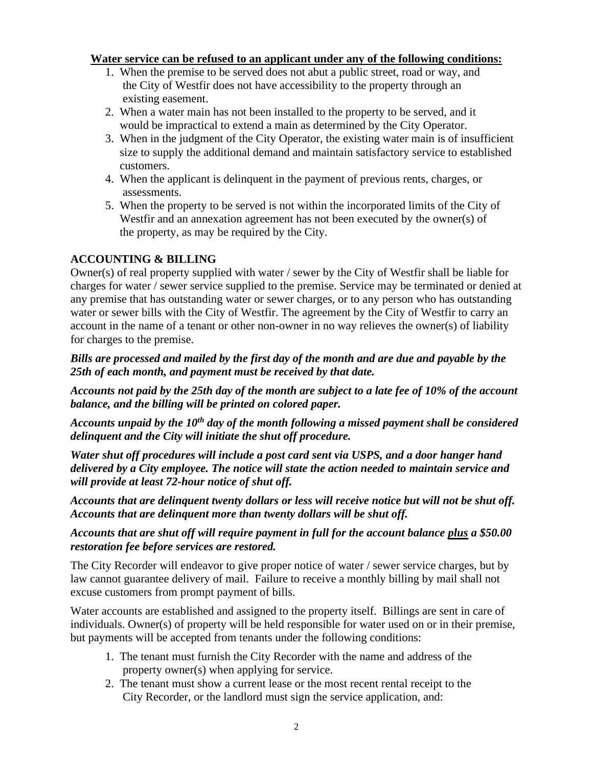**<u>Water service can be refused to an applicant under any of the following conditions:</u>**

1. When the premise to be served does not abut a public street, road or way, and the City of Westfir does not have accessibility to the property through an existing easement.
2. When a water main has not been installed to the property to be served, and it would be impractical to extend a main as determined by the City Operator.
3. When in the judgment of the City Operator, the existing water main is of insufficient size to supply the additional demand and maintain satisfactory service to established customers.
4. When the applicant is delinquent in the payment of previous rents, charges, or assessments.
5. When the property to be served is not within the incorporated limits of the City of Westfir and an annexation agreement has not been executed by the owner(s) of the property, as may be required by the City.

## ACCOUNTING & BILLING

Owner(s) of real property supplied with water / sewer by the City of Westfir shall be liable for charges for water / sewer service supplied to the premise. Service may be terminated or denied at any premise that has outstanding water or sewer charges, or to any person who has outstanding water or sewer bills with the City of Westfir. The agreement by the City of Westfir to carry an account in the name of a tenant or other non-owner in no way relieves the owner(s) of liability for charges to the premise.

***Bills are processed and mailed by the first day of the month and are due and payable by the 25th of each month, and payment must be received by that date.***

***Accounts not paid by the 25th day of the month are subject to a late fee of 10% of the account balance, and the billing will be printed on colored paper.***

***Accounts unpaid by the 10th day of the month following a missed payment shall be considered delinquent and the City will initiate the shut off procedure.***

***Water shut off procedures will include a post card sent via USPS, and a door hanger hand delivered by a City employee. The notice will state the action needed to maintain service and will provide at least 72-hour notice of shut off.***

***Accounts that are delinquent twenty dollars or less will receive notice but will not be shut off. Accounts that are delinquent more than twenty dollars will be shut off.***

***Accounts that are shut off will require payment in full for the account balance <u>plus</u> a $50.00 restoration fee before services are restored.***

The City Recorder will endeavor to give proper notice of water / sewer service charges, but by law cannot guarantee delivery of mail. Failure to receive a monthly billing by mail shall not excuse customers from prompt payment of bills.

Water accounts are established and assigned to the property itself. Billings are sent in care of individuals. Owner(s) of property will be held responsible for water used on or in their premise, but payments will be accepted from tenants under the following conditions:

1. The tenant must furnish the City Recorder with the name and address of the property owner(s) when applying for service.
2. The tenant must show a current lease or the most recent rental receipt to the City Recorder, or the landlord must sign the service application, and: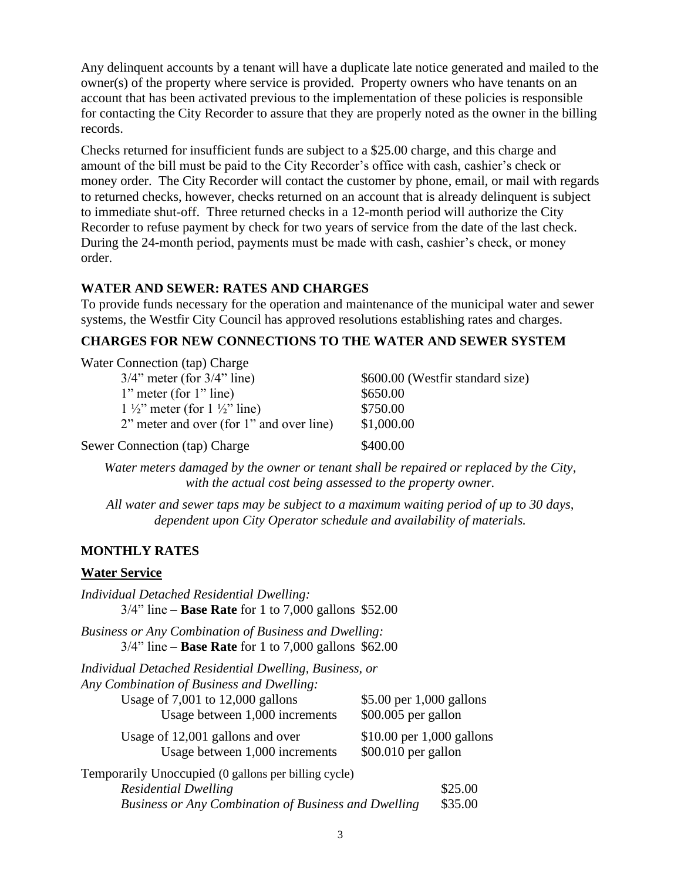Any delinquent accounts by a tenant will have a duplicate late notice generated and mailed to the owner(s) of the property where service is provided. Property owners who have tenants on an account that has been activated previous to the implementation of these policies is responsible for contacting the City Recorder to assure that they are properly noted as the owner in the billing records.

Checks returned for insufficient funds are subject to a $25.00 charge, and this charge and amount of the bill must be paid to the City Recorder's office with cash, cashier's check or money order. The City Recorder will contact the customer by phone, email, or mail with regards to returned checks, however, checks returned on an account that is already delinquent is subject to immediate shut-off. Three returned checks in a 12-month period will authorize the City Recorder to refuse payment by check for two years of service from the date of the last check. During the 24-month period, payments must be made with cash, cashier's check, or money order.

## WATER AND SEWER: RATES AND CHARGES

To provide funds necessary for the operation and maintenance of the municipal water and sewer systems, the Westfir City Council has approved resolutions establishing rates and charges.

## CHARGES FOR NEW CONNECTIONS TO THE WATER AND SEWER SYSTEM

| Water Connection (tap) Charge | |
|---|---|
| 3/4" meter (for 3/4" line) | $600.00 (Westfir standard size) |
| 1" meter (for 1" line) | $650.00 |
| 1 ½" meter (for 1 ½" line) | $750.00 |
| 2" meter and over (for 1" and over line) | $1,000.00 |
| Sewer Connection (tap) Charge | $400.00 |

*Water meters damaged by the owner or tenant shall be repaired or replaced by the City, with the actual cost being assessed to the property owner.*

*All water and sewer taps may be subject to a maximum waiting period of up to 30 days, dependent upon City Operator schedule and availability of materials.*

## MONTHLY RATES

### Water Service

*Individual Detached Residential Dwelling:*
3/4" line – **Base Rate** for 1 to 7,000 gallons $52.00

*Business or Any Combination of Business and Dwelling:*
3/4" line – **Base Rate** for 1 to 7,000 gallons $62.00

*Individual Detached Residential Dwelling, Business, or Any Combination of Business and Dwelling:*

| | |
|---|---|
| Usage of 7,001 to 12,000 gallons | $5.00 per 1,000 gallons |
| Usage between 1,000 increments | $00.005 per gallon |
| Usage of 12,001 gallons and over | $10.00 per 1,000 gallons |
| Usage between 1,000 increments | $00.010 per gallon |

Temporarily Unoccupied (0 gallons per billing cycle)

| | |
|---|---|
| *Residential Dwelling* | $25.00 |
| *Business or Any Combination of Business and Dwelling* | $35.00 |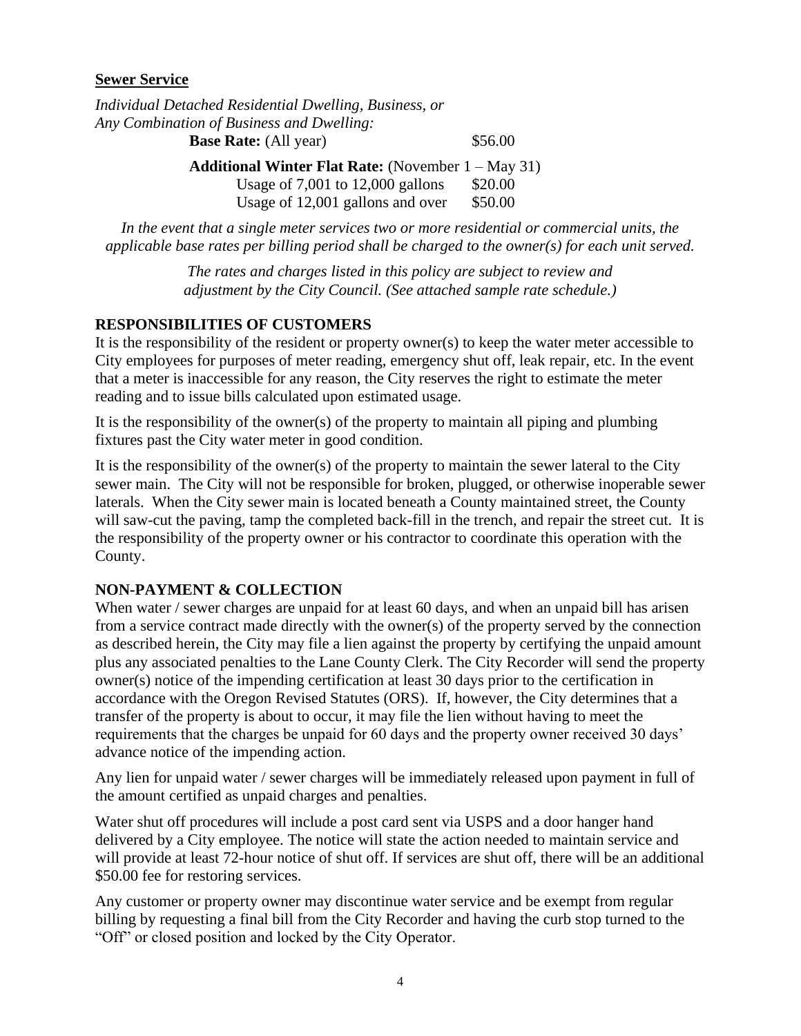**Sewer Service**

*Individual Detached Residential Dwelling, Business, or Any Combination of Business and Dwelling:*

**Base Rate:** (All year) $56.00

**Additional Winter Flat Rate:** (November 1 – May 31)

Usage of 7,001 to 12,000 gallons $20.00

Usage of 12,001 gallons and over $50.00

*In the event that a single meter services two or more residential or commercial units, the applicable base rates per billing period shall be charged to the owner(s) for each unit served.*

*The rates and charges listed in this policy are subject to review and adjustment by the City Council. (See attached sample rate schedule.)*

## RESPONSIBILITIES OF CUSTOMERS

It is the responsibility of the resident or property owner(s) to keep the water meter accessible to City employees for purposes of meter reading, emergency shut off, leak repair, etc. In the event that a meter is inaccessible for any reason, the City reserves the right to estimate the meter reading and to issue bills calculated upon estimated usage.

It is the responsibility of the owner(s) of the property to maintain all piping and plumbing fixtures past the City water meter in good condition.

It is the responsibility of the owner(s) of the property to maintain the sewer lateral to the City sewer main. The City will not be responsible for broken, plugged, or otherwise inoperable sewer laterals. When the City sewer main is located beneath a County maintained street, the County will saw-cut the paving, tamp the completed back-fill in the trench, and repair the street cut. It is the responsibility of the property owner or his contractor to coordinate this operation with the County.

## NON-PAYMENT & COLLECTION

When water / sewer charges are unpaid for at least 60 days, and when an unpaid bill has arisen from a service contract made directly with the owner(s) of the property served by the connection as described herein, the City may file a lien against the property by certifying the unpaid amount plus any associated penalties to the Lane County Clerk. The City Recorder will send the property owner(s) notice of the impending certification at least 30 days prior to the certification in accordance with the Oregon Revised Statutes (ORS). If, however, the City determines that a transfer of the property is about to occur, it may file the lien without having to meet the requirements that the charges be unpaid for 60 days and the property owner received 30 days' advance notice of the impending action.

Any lien for unpaid water / sewer charges will be immediately released upon payment in full of the amount certified as unpaid charges and penalties.

Water shut off procedures will include a post card sent via USPS and a door hanger hand delivered by a City employee. The notice will state the action needed to maintain service and will provide at least 72-hour notice of shut off. If services are shut off, there will be an additional $50.00 fee for restoring services.

Any customer or property owner may discontinue water service and be exempt from regular billing by requesting a final bill from the City Recorder and having the curb stop turned to the "Off" or closed position and locked by the City Operator.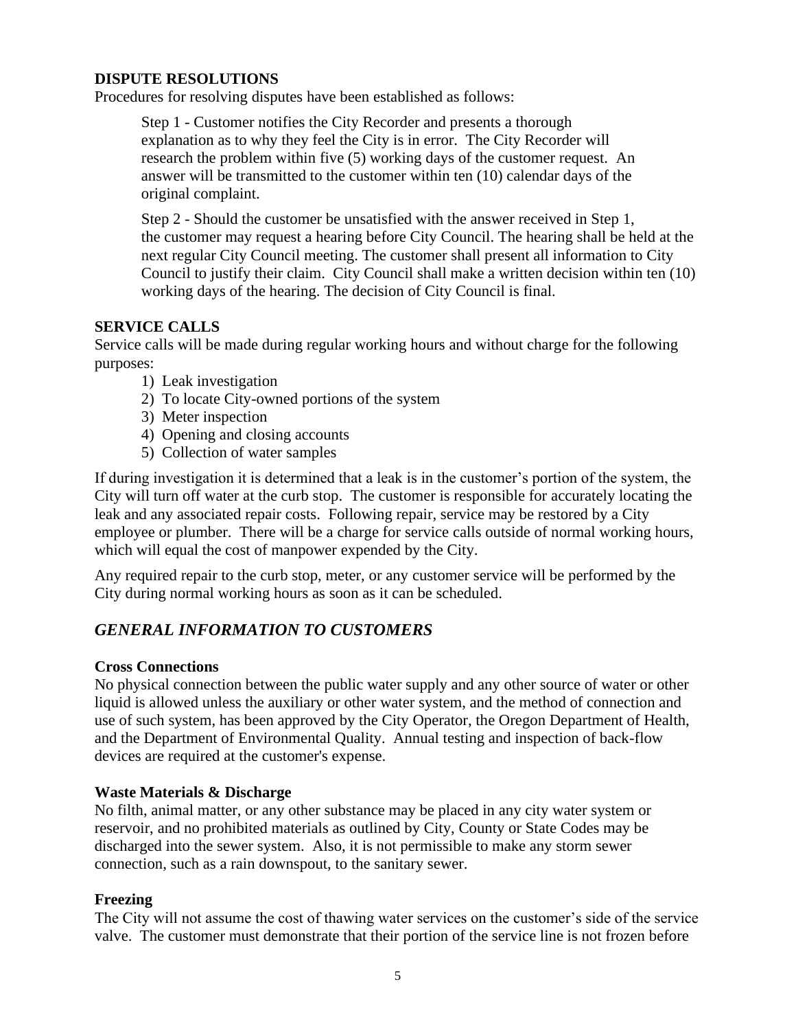**DISPUTE RESOLUTIONS**

Procedures for resolving disputes have been established as follows:

Step 1 - Customer notifies the City Recorder and presents a thorough explanation as to why they feel the City is in error. The City Recorder will research the problem within five (5) working days of the customer request. An answer will be transmitted to the customer within ten (10) calendar days of the original complaint.

Step 2 - Should the customer be unsatisfied with the answer received in Step 1, the customer may request a hearing before City Council. The hearing shall be held at the next regular City Council meeting. The customer shall present all information to City Council to justify their claim. City Council shall make a written decision within ten (10) working days of the hearing. The decision of City Council is final.

**SERVICE CALLS**

Service calls will be made during regular working hours and without charge for the following purposes:

1) Leak investigation
2) To locate City-owned portions of the system
3) Meter inspection
4) Opening and closing accounts
5) Collection of water samples

If during investigation it is determined that a leak is in the customer's portion of the system, the City will turn off water at the curb stop. The customer is responsible for accurately locating the leak and any associated repair costs. Following repair, service may be restored by a City employee or plumber. There will be a charge for service calls outside of normal working hours, which will equal the cost of manpower expended by the City.

Any required repair to the curb stop, meter, or any customer service will be performed by the City during normal working hours as soon as it can be scheduled.

## *GENERAL INFORMATION TO CUSTOMERS*

**Cross Connections**

No physical connection between the public water supply and any other source of water or other liquid is allowed unless the auxiliary or other water system, and the method of connection and use of such system, has been approved by the City Operator, the Oregon Department of Health, and the Department of Environmental Quality. Annual testing and inspection of back-flow devices are required at the customer's expense.

**Waste Materials & Discharge**

No filth, animal matter, or any other substance may be placed in any city water system or reservoir, and no prohibited materials as outlined by City, County or State Codes may be discharged into the sewer system. Also, it is not permissible to make any storm sewer connection, such as a rain downspout, to the sanitary sewer.

**Freezing**

The City will not assume the cost of thawing water services on the customer's side of the service valve. The customer must demonstrate that their portion of the service line is not frozen before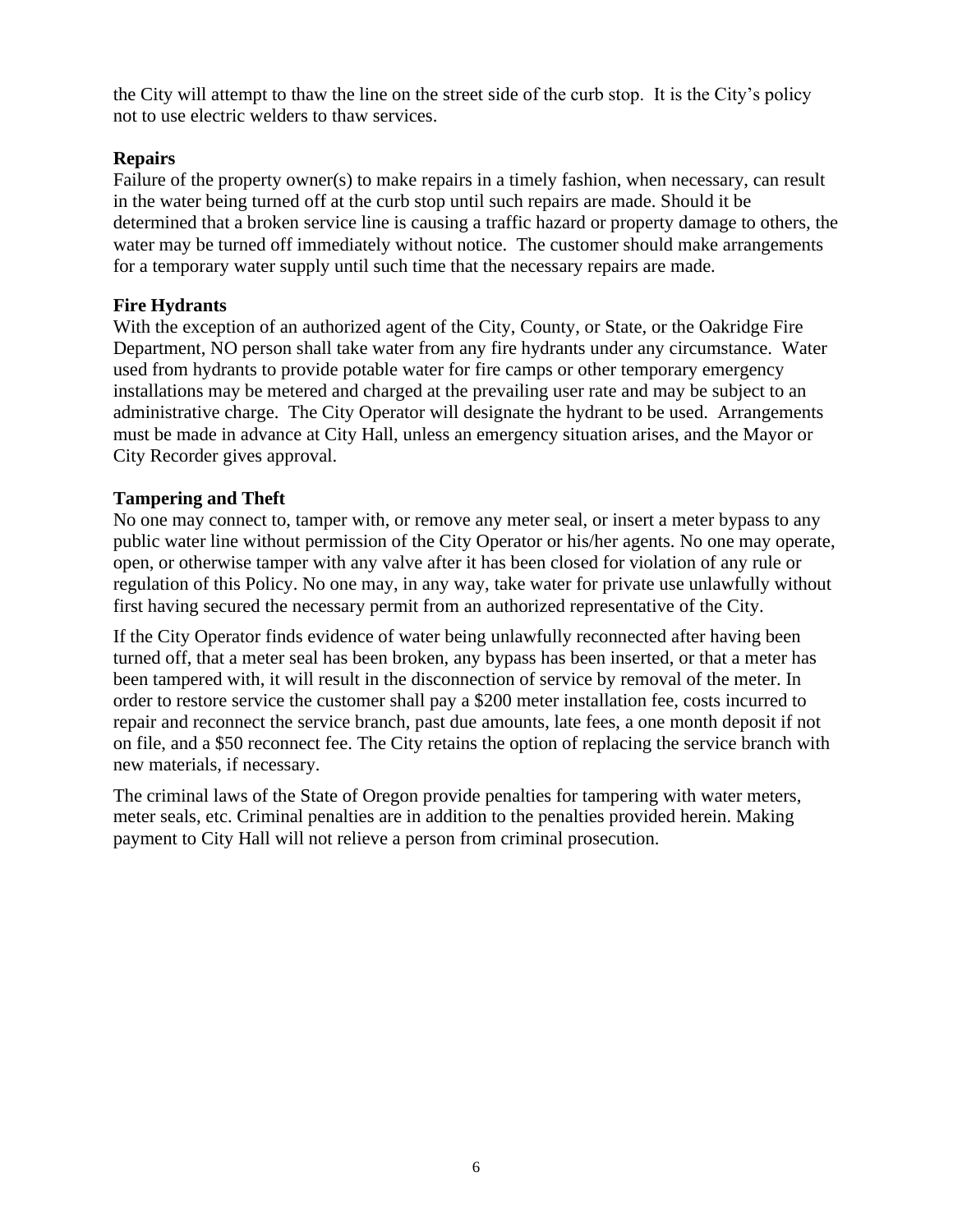the City will attempt to thaw the line on the street side of the curb stop. It is the City's policy not to use electric welders to thaw services.

### Repairs

Failure of the property owner(s) to make repairs in a timely fashion, when necessary, can result in the water being turned off at the curb stop until such repairs are made. Should it be determined that a broken service line is causing a traffic hazard or property damage to others, the water may be turned off immediately without notice. The customer should make arrangements for a temporary water supply until such time that the necessary repairs are made.

### Fire Hydrants

With the exception of an authorized agent of the City, County, or State, or the Oakridge Fire Department, NO person shall take water from any fire hydrants under any circumstance. Water used from hydrants to provide potable water for fire camps or other temporary emergency installations may be metered and charged at the prevailing user rate and may be subject to an administrative charge. The City Operator will designate the hydrant to be used. Arrangements must be made in advance at City Hall, unless an emergency situation arises, and the Mayor or City Recorder gives approval.

### Tampering and Theft

No one may connect to, tamper with, or remove any meter seal, or insert a meter bypass to any public water line without permission of the City Operator or his/her agents. No one may operate, open, or otherwise tamper with any valve after it has been closed for violation of any rule or regulation of this Policy. No one may, in any way, take water for private use unlawfully without first having secured the necessary permit from an authorized representative of the City.

If the City Operator finds evidence of water being unlawfully reconnected after having been turned off, that a meter seal has been broken, any bypass has been inserted, or that a meter has been tampered with, it will result in the disconnection of service by removal of the meter. In order to restore service the customer shall pay a $200 meter installation fee, costs incurred to repair and reconnect the service branch, past due amounts, late fees, a one month deposit if not on file, and a $50 reconnect fee. The City retains the option of replacing the service branch with new materials, if necessary.

The criminal laws of the State of Oregon provide penalties for tampering with water meters, meter seals, etc. Criminal penalties are in addition to the penalties provided herein. Making payment to City Hall will not relieve a person from criminal prosecution.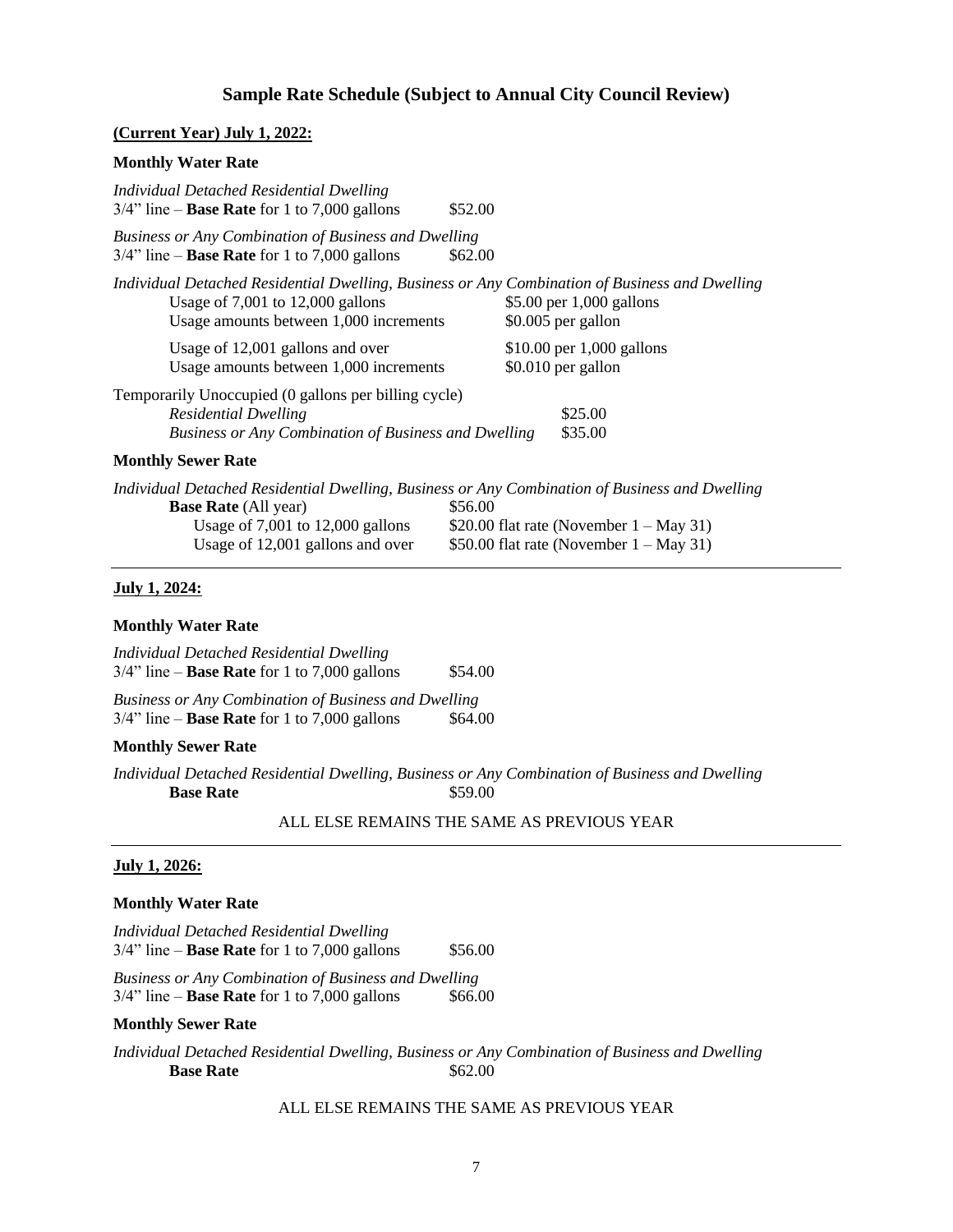## Sample Rate Schedule (Subject to Annual City Council Review)

**(Current Year) July 1, 2022:**

**Monthly Water Rate**

*Individual Detached Residential Dwelling*
3/4" line – **Base Rate** for 1 to 7,000 gallons  $52.00

*Business or Any Combination of Business and Dwelling*
3/4" line – **Base Rate** for 1 to 7,000 gallons  $62.00

*Individual Detached Residential Dwelling, Business or Any Combination of Business and Dwelling*

| | |
|---|---|
| Usage of 7,001 to 12,000 gallons | $5.00 per 1,000 gallons |
| Usage amounts between 1,000 increments | $0.005 per gallon |
| Usage of 12,001 gallons and over | $10.00 per 1,000 gallons |
| Usage amounts between 1,000 increments | $0.010 per gallon |

Temporarily Unoccupied (0 gallons per billing cycle)

| | |
|---|---|
| *Residential Dwelling* | $25.00 |
| *Business or Any Combination of Business and Dwelling* | $35.00 |

**Monthly Sewer Rate**

*Individual Detached Residential Dwelling, Business or Any Combination of Business and Dwelling*

| | |
|---|---|
| **Base Rate** (All year) | $56.00 |
| Usage of 7,001 to 12,000 gallons | $20.00 flat rate (November 1 – May 31) |
| Usage of 12,001 gallons and over | $50.00 flat rate (November 1 – May 31) |

---

**July 1, 2024:**

**Monthly Water Rate**

*Individual Detached Residential Dwelling*
3/4" line – **Base Rate** for 1 to 7,000 gallons  $54.00

*Business or Any Combination of Business and Dwelling*
3/4" line – **Base Rate** for 1 to 7,000 gallons  $64.00

**Monthly Sewer Rate**

*Individual Detached Residential Dwelling, Business or Any Combination of Business and Dwelling*
**Base Rate**  $59.00

ALL ELSE REMAINS THE SAME AS PREVIOUS YEAR

---

**July 1, 2026:**

**Monthly Water Rate**

*Individual Detached Residential Dwelling*
3/4" line – **Base Rate** for 1 to 7,000 gallons  $56.00

*Business or Any Combination of Business and Dwelling*
3/4" line – **Base Rate** for 1 to 7,000 gallons  $66.00

**Monthly Sewer Rate**

*Individual Detached Residential Dwelling, Business or Any Combination of Business and Dwelling*
**Base Rate**  $62.00

ALL ELSE REMAINS THE SAME AS PREVIOUS YEAR